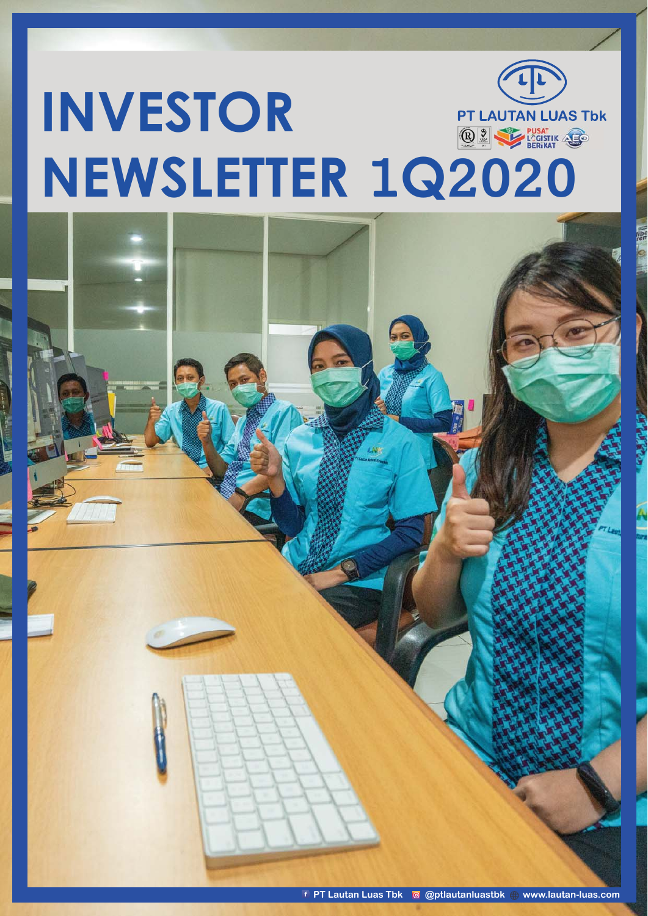# INVESTOR NEWSLETTER 1Q2020

PT LAUTAN LUAS Tbk

PT Lautan Luas Tbk @ptlautanluastbk www.lautan-luas.com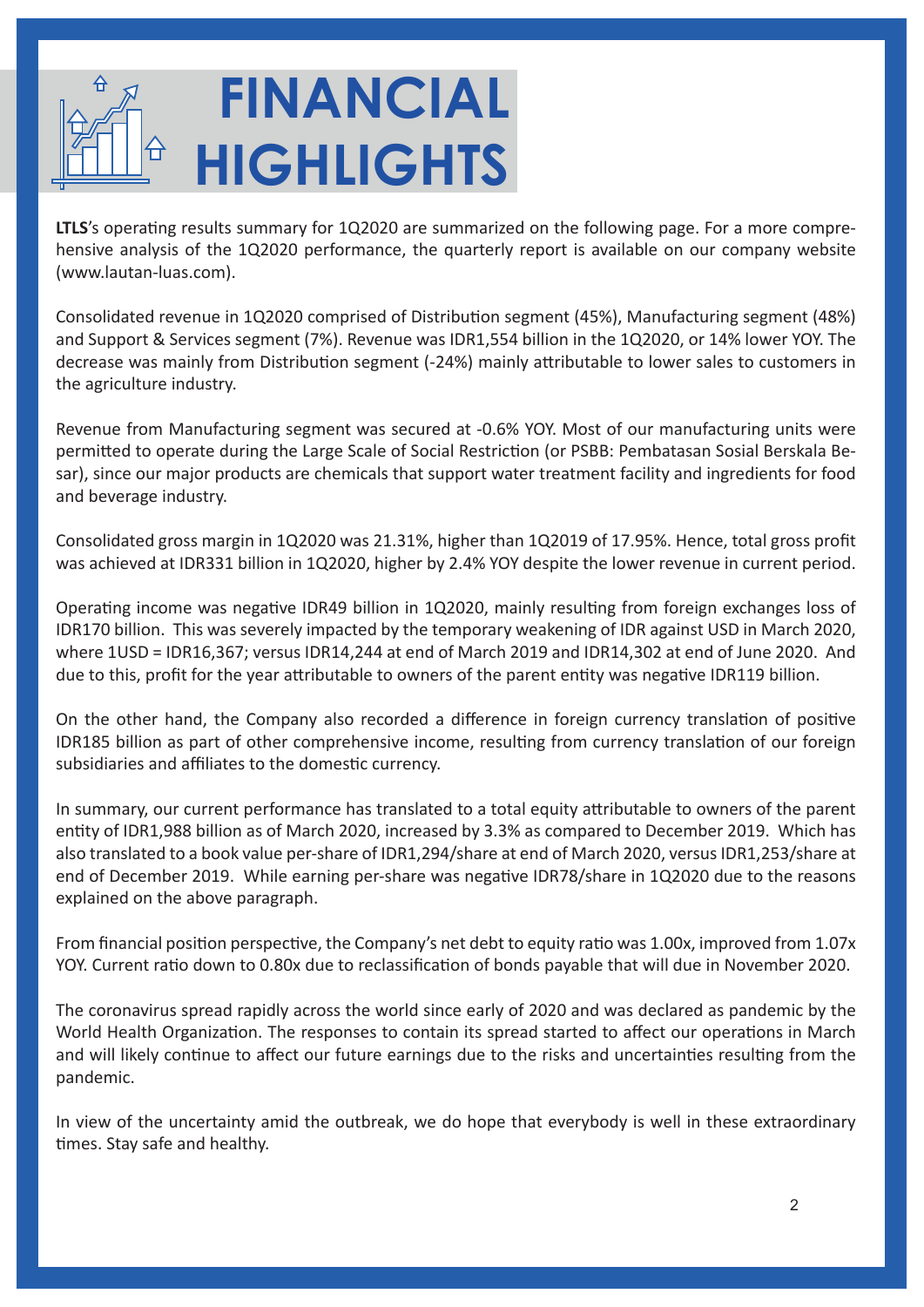# FINANCIAL HIGHLIGHTS

**LTLS**'s operating results summary for 1Q2020 are summarized on the following page. For a more comprehensive analysis of the 1Q2020 performance, the quarterly report is available on our company website (www.lautan-luas.com).

Consolidated revenue in 1Q2020 comprised of Distribution segment (45%), Manufacturing segment (48%) and Support & Services segment (7%). Revenue was IDR1,554 billion in the 1Q2020, or 14% lower YOY. The decrease was mainly from Distribution segment (-24%) mainly attributable to lower sales to customers in the agriculture industry.

Revenue from Manufacturing segment was secured at -0.6% YOY. Most of our manufacturing units were permitted to operate during the Large Scale of Social Restriction (or PSBB: Pembatasan Sosial Berskala Besar), since our major products are chemicals that support water treatment facility and ingredients for food and beverage industry.

Consolidated gross margin in 1Q2020 was 21.31%, higher than 1Q2019 of 17.95%. Hence, total gross profit was achieved at IDR331 billion in 1Q2020, higher by 2.4% YOY despite the lower revenue in current period.

Operating income was negative IDR49 billion in 1Q2020, mainly resulting from foreign exchanges loss of IDR170 billion. This was severely impacted by the temporary weakening of IDR against USD in March 2020, where 1USD = IDR16,367; versus IDR14,244 at end of March 2019 and IDR14,302 at end of June 2020. And due to this, profit for the year attributable to owners of the parent entity was negative IDR119 billion.

On the other hand, the Company also recorded a difference in foreign currency translation of positive IDR185 billion as part of other comprehensive income, resulting from currency translation of our foreign subsidiaries and affiliates to the domestic currency.

In summary, our current performance has translated to a total equity attributable to owners of the parent entity of IDR1,988 billion as of March 2020, increased by 3.3% as compared to December 2019. Which has also translated to a book value per-share of IDR1,294/share at end of March 2020, versus IDR1,253/share at end of December 2019. While earning per-share was negative IDR78/share in 1Q2020 due to the reasons explained on the above paragraph.

From financial position perspective, the Company's net debt to equity ratio was 1.00x, improved from 1.07x YOY. Current ratio down to 0.80x due to reclassification of bonds payable that will due in November 2020.

The coronavirus spread rapidly across the world since early of 2020 and was declared as pandemic by the World Health Organization. The responses to contain its spread started to affect our operations in March and will likely continue to affect our future earnings due to the risks and uncertainties resulting from the pandemic.

In view of the uncertainty amid the outbreak, we do hope that everybody is well in these extraordinary times. Stay safe and healthy.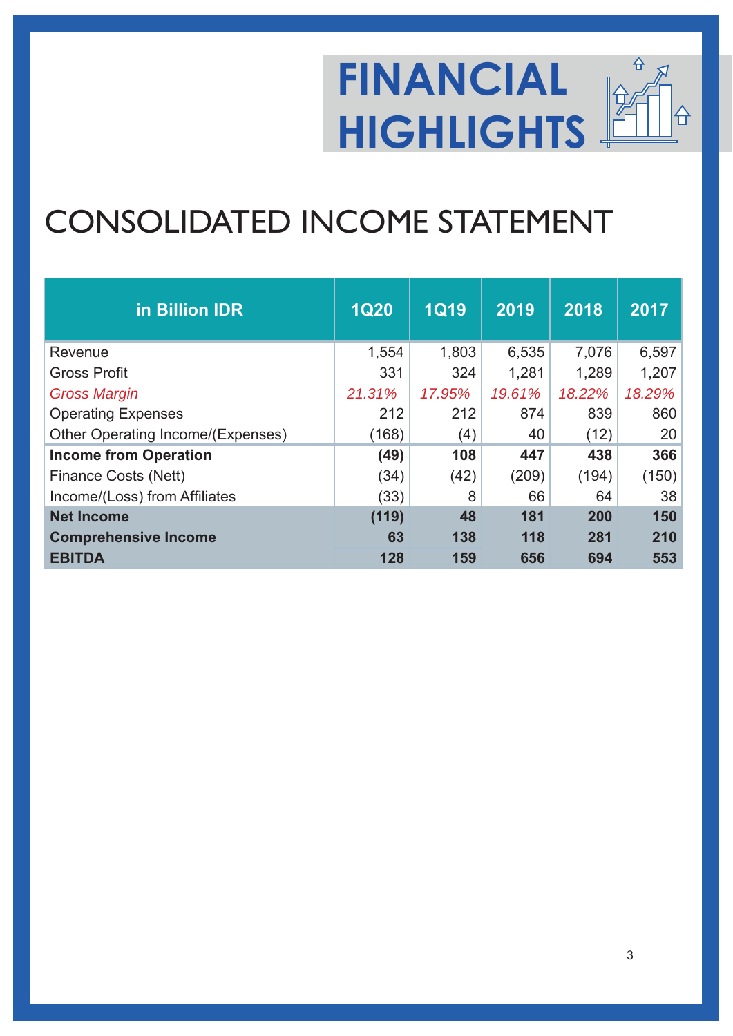# FINANCIAL HIGHLIGHTS

## CONSOLIDATED INCOME STATEMENT

| in Billion IDR | 1Q20 | 1Q19 | 2019 | 2018 | 2017 |
|---|---|---|---|---|---|
| Revenue | 1,554 | 1,803 | 6,535 | 7,076 | 6,597 |
| Gross Profit | 331 | 324 | 1,281 | 1,289 | 1,207 |
| *Gross Margin* | *21.31%* | *17.95%* | *19.61%* | *18.22%* | *18.29%* |
| Operating Expenses | 212 | 212 | 874 | 839 | 860 |
| Other Operating Income/(Expenses) | (168) | (4) | 40 | (12) | 20 |
| **Income from Operation** | **(49)** | **108** | **447** | **438** | **366** |
| Finance Costs (Nett) | (34) | (42) | (209) | (194) | (150) |
| Income/(Loss) from Affiliates | (33) | 8 | 66 | 64 | 38 |
| **Net Income** | **(119)** | **48** | **181** | **200** | **150** |
| **Comprehensive Income** | **63** | **138** | **118** | **281** | **210** |
| **EBITDA** | **128** | **159** | **656** | **694** | **553** |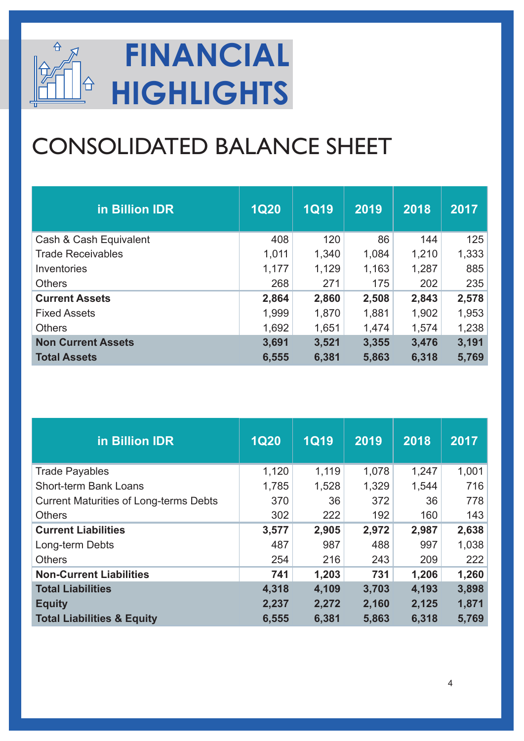# FINANCIAL HIGHLIGHTS

## CONSOLIDATED BALANCE SHEET

| in Billion IDR | 1Q20 | 1Q19 | 2019 | 2018 | 2017 |
|---|---|---|---|---|---|
| Cash & Cash Equivalent | 408 | 120 | 86 | 144 | 125 |
| Trade Receivables | 1,011 | 1,340 | 1,084 | 1,210 | 1,333 |
| Inventories | 1,177 | 1,129 | 1,163 | 1,287 | 885 |
| Others | 268 | 271 | 175 | 202 | 235 |
| **Current Assets** | **2,864** | **2,860** | **2,508** | **2,843** | **2,578** |
| Fixed Assets | 1,999 | 1,870 | 1,881 | 1,902 | 1,953 |
| Others | 1,692 | 1,651 | 1,474 | 1,574 | 1,238 |
| **Non Current Assets** | **3,691** | **3,521** | **3,355** | **3,476** | **3,191** |
| **Total Assets** | **6,555** | **6,381** | **5,863** | **6,318** | **5,769** |

| in Billion IDR | 1Q20 | 1Q19 | 2019 | 2018 | 2017 |
|---|---|---|---|---|---|
| Trade Payables | 1,120 | 1,119 | 1,078 | 1,247 | 1,001 |
| Short-term Bank Loans | 1,785 | 1,528 | 1,329 | 1,544 | 716 |
| Current Maturities of Long-terms Debts | 370 | 36 | 372 | 36 | 778 |
| Others | 302 | 222 | 192 | 160 | 143 |
| **Current Liabilities** | **3,577** | **2,905** | **2,972** | **2,987** | **2,638** |
| Long-term Debts | 487 | 987 | 488 | 997 | 1,038 |
| Others | 254 | 216 | 243 | 209 | 222 |
| **Non-Current Liabilities** | **741** | **1,203** | **731** | **1,206** | **1,260** |
| **Total Liabilities** | **4,318** | **4,109** | **3,703** | **4,193** | **3,898** |
| **Equity** | **2,237** | **2,272** | **2,160** | **2,125** | **1,871** |
| **Total Liabilities & Equity** | **6,555** | **6,381** | **5,863** | **6,318** | **5,769** |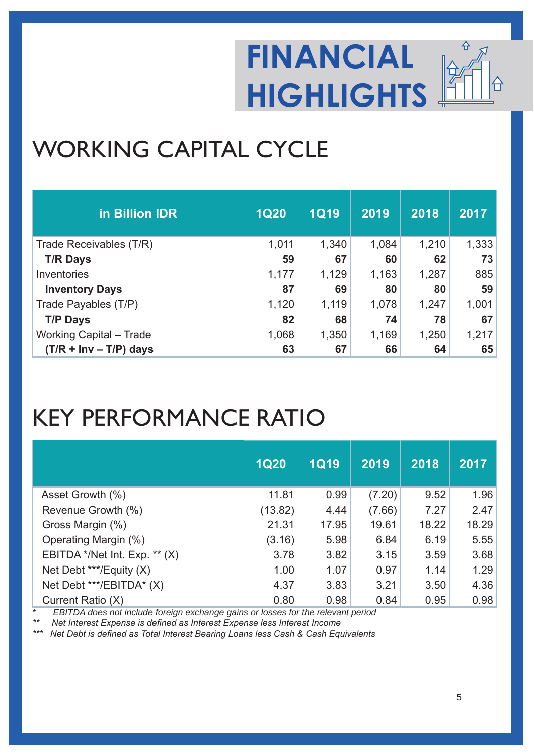# FINANCIAL HIGHLIGHTS

## WORKING CAPITAL CYCLE

| in Billion IDR | 1Q20 | 1Q19 | 2019 | 2018 | 2017 |
|---|---|---|---|---|---|
| Trade Receivables (T/R) | 1,011 | 1,340 | 1,084 | 1,210 | 1,333 |
| **T/R Days** | **59** | **67** | **60** | **62** | **73** |
| Inventories | 1,177 | 1,129 | 1,163 | 1,287 | 885 |
| **Inventory Days** | **87** | **69** | **80** | **80** | **59** |
| Trade Payables (T/P) | 1,120 | 1,119 | 1,078 | 1,247 | 1,001 |
| **T/P Days** | **82** | **68** | **74** | **78** | **67** |
| Working Capital – Trade | 1,068 | 1,350 | 1,169 | 1,250 | 1,217 |
| **(T/R + Inv – T/P) days** | **63** | **67** | **66** | **64** | **65** |

## KEY PERFORMANCE RATIO

| | 1Q20 | 1Q19 | 2019 | 2018 | 2017 |
|---|---|---|---|---|---|
| Asset Growth (%) | 11.81 | 0.99 | (7.20) | 9.52 | 1.96 |
| Revenue Growth (%) | (13.82) | 4.44 | (7.66) | 7.27 | 2.47 |
| Gross Margin (%) | 21.31 | 17.95 | 19.61 | 18.22 | 18.29 |
| Operating Margin (%) | (3.16) | 5.98 | 6.84 | 6.19 | 5.55 |
| EBITDA */Net Int. Exp. ** (X) | 3.78 | 3.82 | 3.15 | 3.59 | 3.68 |
| Net Debt ***/Equity (X) | 1.00 | 1.07 | 0.97 | 1.14 | 1.29 |
| Net Debt ***/EBITDA* (X) | 4.37 | 3.83 | 3.21 | 3.50 | 4.36 |
| Current Ratio (X) | 0.80 | 0.98 | 0.84 | 0.95 | 0.98 |

*\* EBITDA does not include foreign exchange gains or losses for the relevant period*

*\*\* Net Interest Expense is defined as Interest Expense less Interest Income*

*\*\*\* Net Debt is defined as Total Interest Bearing Loans less Cash & Cash Equivalents*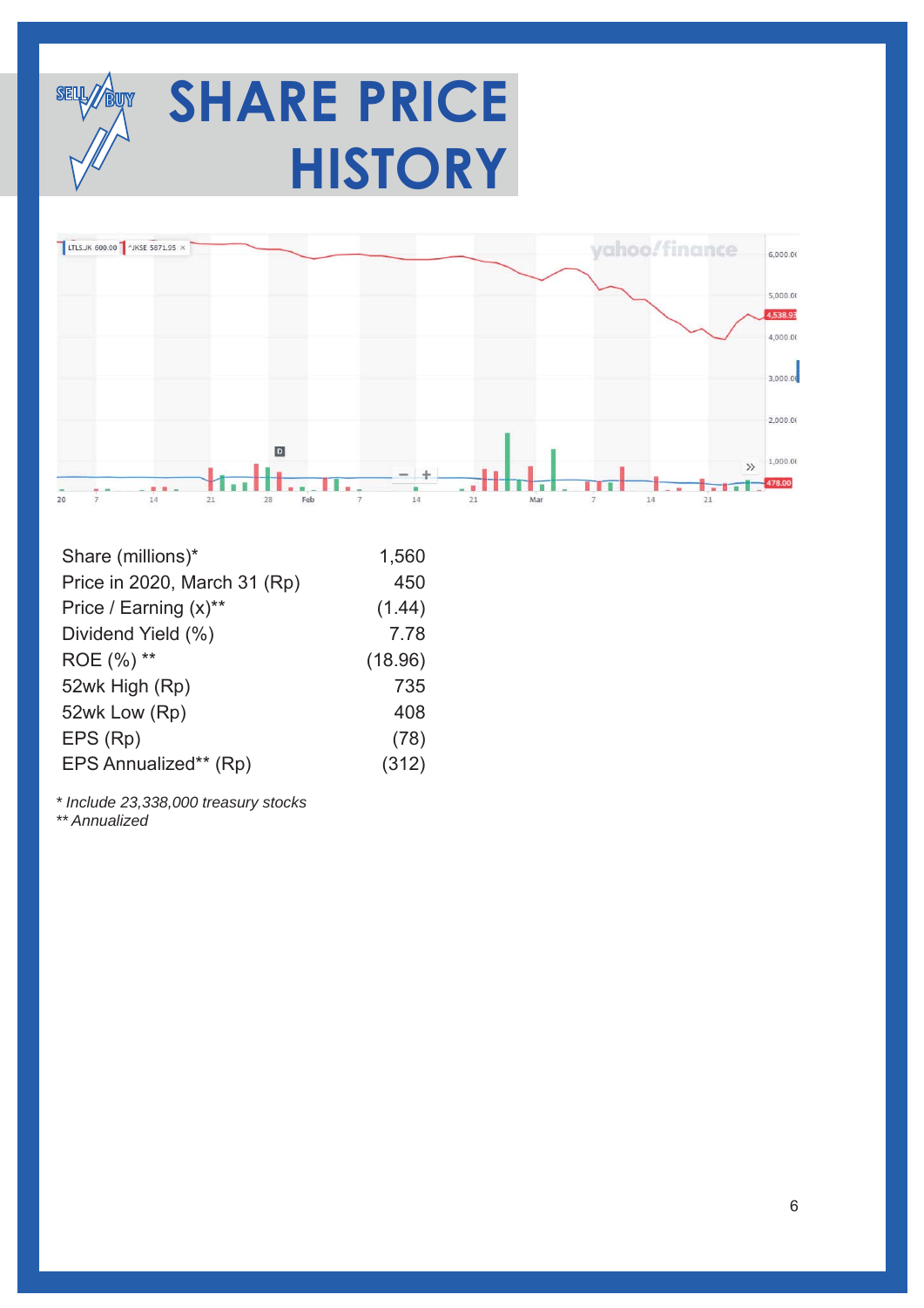# SHARE PRICE HISTORY

| | |
|---|---|
| Share (millions)* | 1,560 |
| Price in 2020, March 31 (Rp) | 450 |
| Price / Earning (x)** | (1.44) |
| Dividend Yield (%) | 7.78 |
| ROE (%) ** | (18.96) |
| 52wk High (Rp) | 735 |
| 52wk Low (Rp) | 408 |
| EPS (Rp) | (78) |
| EPS Annualized** (Rp) | (312) |

*\* Include 23,338,000 treasury stocks*
*\*\* Annualized*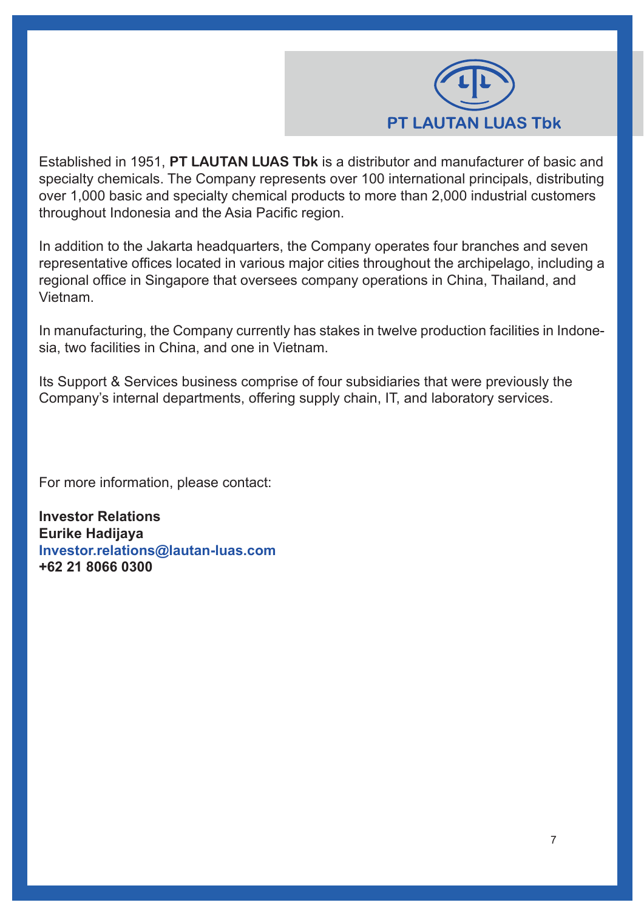**PT LAUTAN LUAS Tbk**

Established in 1951, **PT LAUTAN LUAS Tbk** is a distributor and manufacturer of basic and specialty chemicals. The Company represents over 100 international principals, distributing over 1,000 basic and specialty chemical products to more than 2,000 industrial customers throughout Indonesia and the Asia Pacific region.

In addition to the Jakarta headquarters, the Company operates four branches and seven representative offices located in various major cities throughout the archipelago, including a regional office in Singapore that oversees company operations in China, Thailand, and Vietnam.

In manufacturing, the Company currently has stakes in twelve production facilities in Indonesia, two facilities in China, and one in Vietnam.

Its Support & Services business comprise of four subsidiaries that were previously the Company's internal departments, offering supply chain, IT, and laboratory services.

For more information, please contact:

**Investor Relations**
**Eurike Hadijaya**
**Investor.relations@lautan-luas.com**
**+62 21 8066 0300**